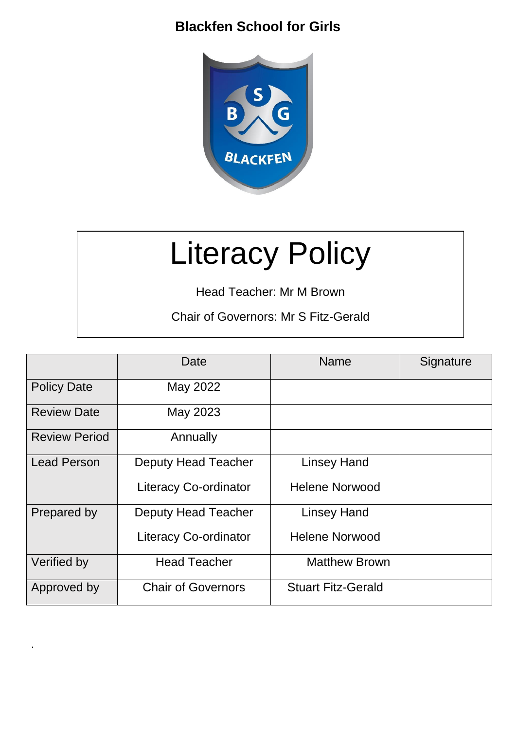**Blackfen School for Girls**

# Literacy Policy

Head Teacher: Mr M Brown

Chair of Governors: Mr S Fitz-Gerald

| | Date | Name | Signature |
|---|---|---|---|
| Policy Date | May 2022 | | |
| Review Date | May 2023 | | |
| Review Period | Annually | | |
| Lead Person | Deputy Head Teacher<br>Literacy Co-ordinator | Linsey Hand<br>Helene Norwood | |
| Prepared by | Deputy Head Teacher<br>Literacy Co-ordinator | Linsey Hand<br>Helene Norwood | |
| Verified by | Head Teacher | Matthew Brown | |
| Approved by | Chair of Governors | Stuart Fitz-Gerald | |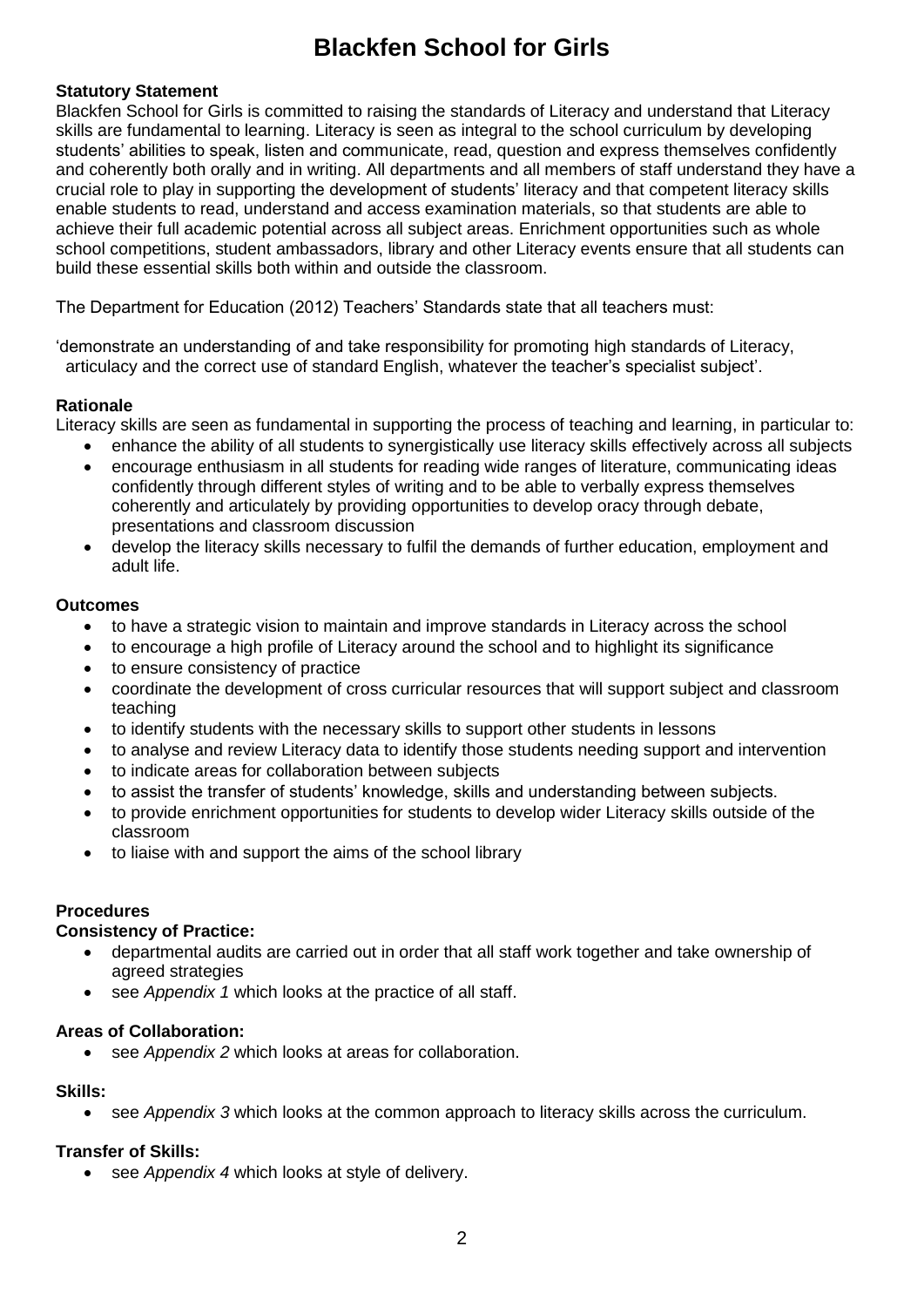# Blackfen School for Girls

**Statutory Statement**

Blackfen School for Girls is committed to raising the standards of Literacy and understand that Literacy skills are fundamental to learning. Literacy is seen as integral to the school curriculum by developing students' abilities to speak, listen and communicate, read, question and express themselves confidently and coherently both orally and in writing. All departments and all members of staff understand they have a crucial role to play in supporting the development of students' literacy and that competent literacy skills enable students to read, understand and access examination materials, so that students are able to achieve their full academic potential across all subject areas. Enrichment opportunities such as whole school competitions, student ambassadors, library and other Literacy events ensure that all students can build these essential skills both within and outside the classroom.

The Department for Education (2012) Teachers' Standards state that all teachers must:

'demonstrate an understanding of and take responsibility for promoting high standards of Literacy, articulacy and the correct use of standard English, whatever the teacher's specialist subject'.

**Rationale**

Literacy skills are seen as fundamental in supporting the process of teaching and learning, in particular to:

- enhance the ability of all students to synergistically use literacy skills effectively across all subjects
- encourage enthusiasm in all students for reading wide ranges of literature, communicating ideas confidently through different styles of writing and to be able to verbally express themselves coherently and articulately by providing opportunities to develop oracy through debate, presentations and classroom discussion
- develop the literacy skills necessary to fulfil the demands of further education, employment and adult life.

**Outcomes**

- to have a strategic vision to maintain and improve standards in Literacy across the school
- to encourage a high profile of Literacy around the school and to highlight its significance
- to ensure consistency of practice
- coordinate the development of cross curricular resources that will support subject and classroom teaching
- to identify students with the necessary skills to support other students in lessons
- to analyse and review Literacy data to identify those students needing support and intervention
- to indicate areas for collaboration between subjects
- to assist the transfer of students' knowledge, skills and understanding between subjects.
- to provide enrichment opportunities for students to develop wider Literacy skills outside of the classroom
- to liaise with and support the aims of the school library

**Procedures**

**Consistency of Practice:**

- departmental audits are carried out in order that all staff work together and take ownership of agreed strategies
- see *Appendix 1* which looks at the practice of all staff.

**Areas of Collaboration:**

- see *Appendix 2* which looks at areas for collaboration.

**Skills:**

- see *Appendix 3* which looks at the common approach to literacy skills across the curriculum.

**Transfer of Skills:**

- see *Appendix 4* which looks at style of delivery.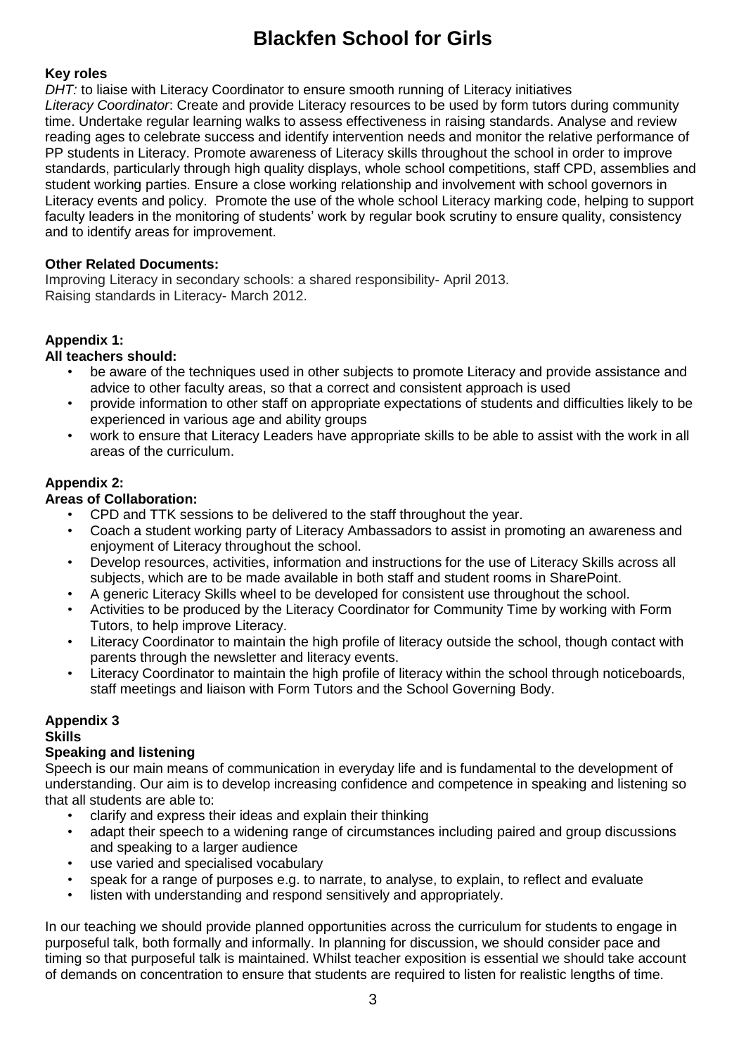# Blackfen School for Girls

**Key roles**

*DHT:* to liaise with Literacy Coordinator to ensure smooth running of Literacy initiatives

*Literacy Coordinator*: Create and provide Literacy resources to be used by form tutors during community time. Undertake regular learning walks to assess effectiveness in raising standards. Analyse and review reading ages to celebrate success and identify intervention needs and monitor the relative performance of PP students in Literacy. Promote awareness of Literacy skills throughout the school in order to improve standards, particularly through high quality displays, whole school competitions, staff CPD, assemblies and student working parties. Ensure a close working relationship and involvement with school governors in Literacy events and policy. Promote the use of the whole school Literacy marking code, helping to support faculty leaders in the monitoring of students' work by regular book scrutiny to ensure quality, consistency and to identify areas for improvement.

**Other Related Documents:**

Improving Literacy in secondary schools: a shared responsibility- April 2013.
Raising standards in Literacy- March 2012.

**Appendix 1:**

**All teachers should:**

- be aware of the techniques used in other subjects to promote Literacy and provide assistance and advice to other faculty areas, so that a correct and consistent approach is used
- provide information to other staff on appropriate expectations of students and difficulties likely to be experienced in various age and ability groups
- work to ensure that Literacy Leaders have appropriate skills to be able to assist with the work in all areas of the curriculum.

**Appendix 2:**

**Areas of Collaboration:**

- CPD and TTK sessions to be delivered to the staff throughout the year.
- Coach a student working party of Literacy Ambassadors to assist in promoting an awareness and enjoyment of Literacy throughout the school.
- Develop resources, activities, information and instructions for the use of Literacy Skills across all subjects, which are to be made available in both staff and student rooms in SharePoint.
- A generic Literacy Skills wheel to be developed for consistent use throughout the school.
- Activities to be produced by the Literacy Coordinator for Community Time by working with Form Tutors, to help improve Literacy.
- Literacy Coordinator to maintain the high profile of literacy outside the school, though contact with parents through the newsletter and literacy events.
- Literacy Coordinator to maintain the high profile of literacy within the school through noticeboards, staff meetings and liaison with Form Tutors and the School Governing Body.

**Appendix 3**

**Skills**

**Speaking and listening**

Speech is our main means of communication in everyday life and is fundamental to the development of understanding. Our aim is to develop increasing confidence and competence in speaking and listening so that all students are able to:

- clarify and express their ideas and explain their thinking
- adapt their speech to a widening range of circumstances including paired and group discussions and speaking to a larger audience
- use varied and specialised vocabulary
- speak for a range of purposes e.g. to narrate, to analyse, to explain, to reflect and evaluate
- listen with understanding and respond sensitively and appropriately.

In our teaching we should provide planned opportunities across the curriculum for students to engage in purposeful talk, both formally and informally. In planning for discussion, we should consider pace and timing so that purposeful talk is maintained. Whilst teacher exposition is essential we should take account of demands on concentration to ensure that students are required to listen for realistic lengths of time.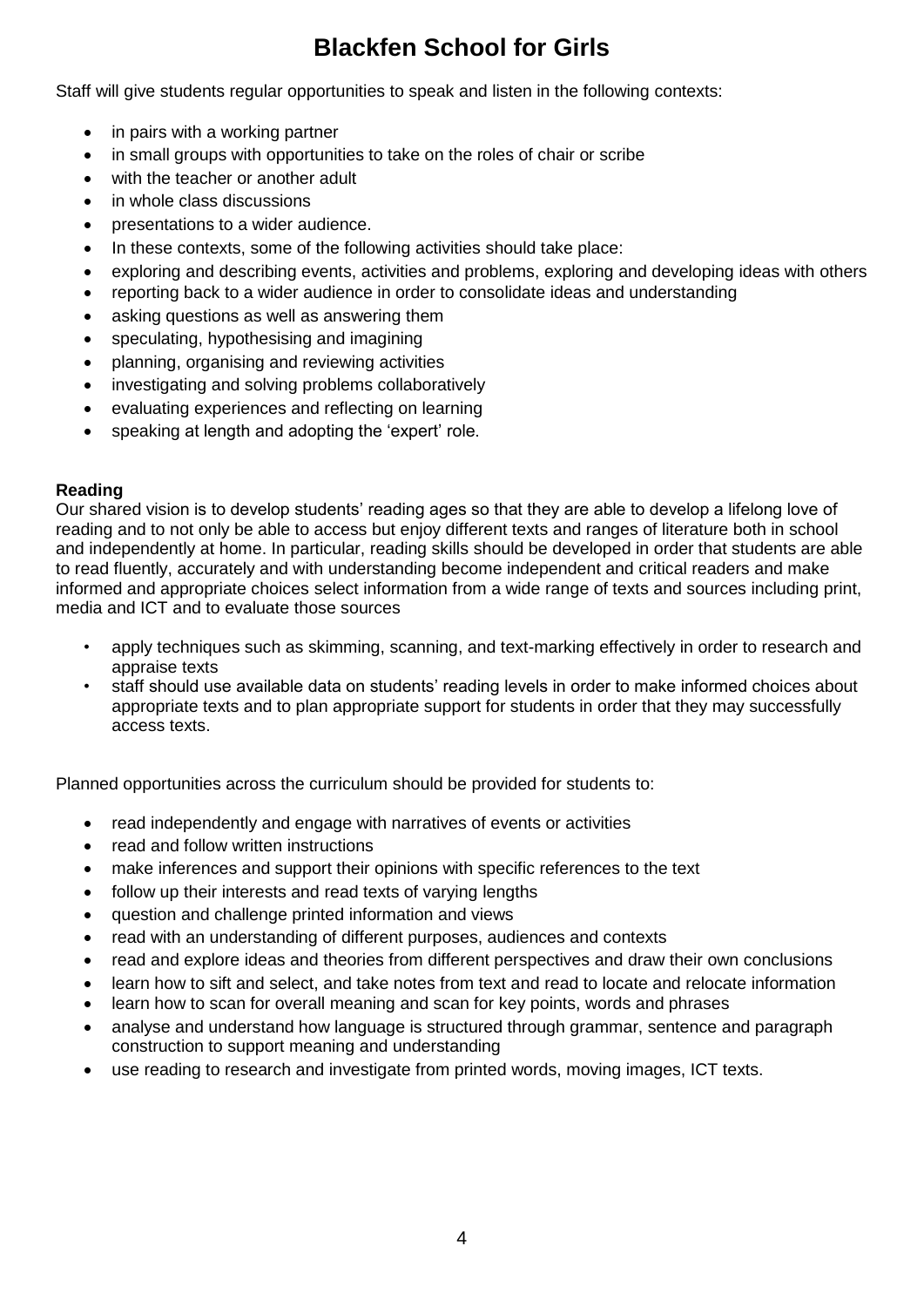# Blackfen School for Girls

Staff will give students regular opportunities to speak and listen in the following contexts:

- in pairs with a working partner
- in small groups with opportunities to take on the roles of chair or scribe
- with the teacher or another adult
- in whole class discussions
- presentations to a wider audience.
- In these contexts, some of the following activities should take place:
- exploring and describing events, activities and problems, exploring and developing ideas with others
- reporting back to a wider audience in order to consolidate ideas and understanding
- asking questions as well as answering them
- speculating, hypothesising and imagining
- planning, organising and reviewing activities
- investigating and solving problems collaboratively
- evaluating experiences and reflecting on learning
- speaking at length and adopting the 'expert' role.

**Reading**

Our shared vision is to develop students' reading ages so that they are able to develop a lifelong love of reading and to not only be able to access but enjoy different texts and ranges of literature both in school and independently at home. In particular, reading skills should be developed in order that students are able to read fluently, accurately and with understanding become independent and critical readers and make informed and appropriate choices select information from a wide range of texts and sources including print, media and ICT and to evaluate those sources

- apply techniques such as skimming, scanning, and text-marking effectively in order to research and appraise texts
- staff should use available data on students' reading levels in order to make informed choices about appropriate texts and to plan appropriate support for students in order that they may successfully access texts.

Planned opportunities across the curriculum should be provided for students to:

- read independently and engage with narratives of events or activities
- read and follow written instructions
- make inferences and support their opinions with specific references to the text
- follow up their interests and read texts of varying lengths
- question and challenge printed information and views
- read with an understanding of different purposes, audiences and contexts
- read and explore ideas and theories from different perspectives and draw their own conclusions
- learn how to sift and select, and take notes from text and read to locate and relocate information
- learn how to scan for overall meaning and scan for key points, words and phrases
- analyse and understand how language is structured through grammar, sentence and paragraph construction to support meaning and understanding
- use reading to research and investigate from printed words, moving images, ICT texts.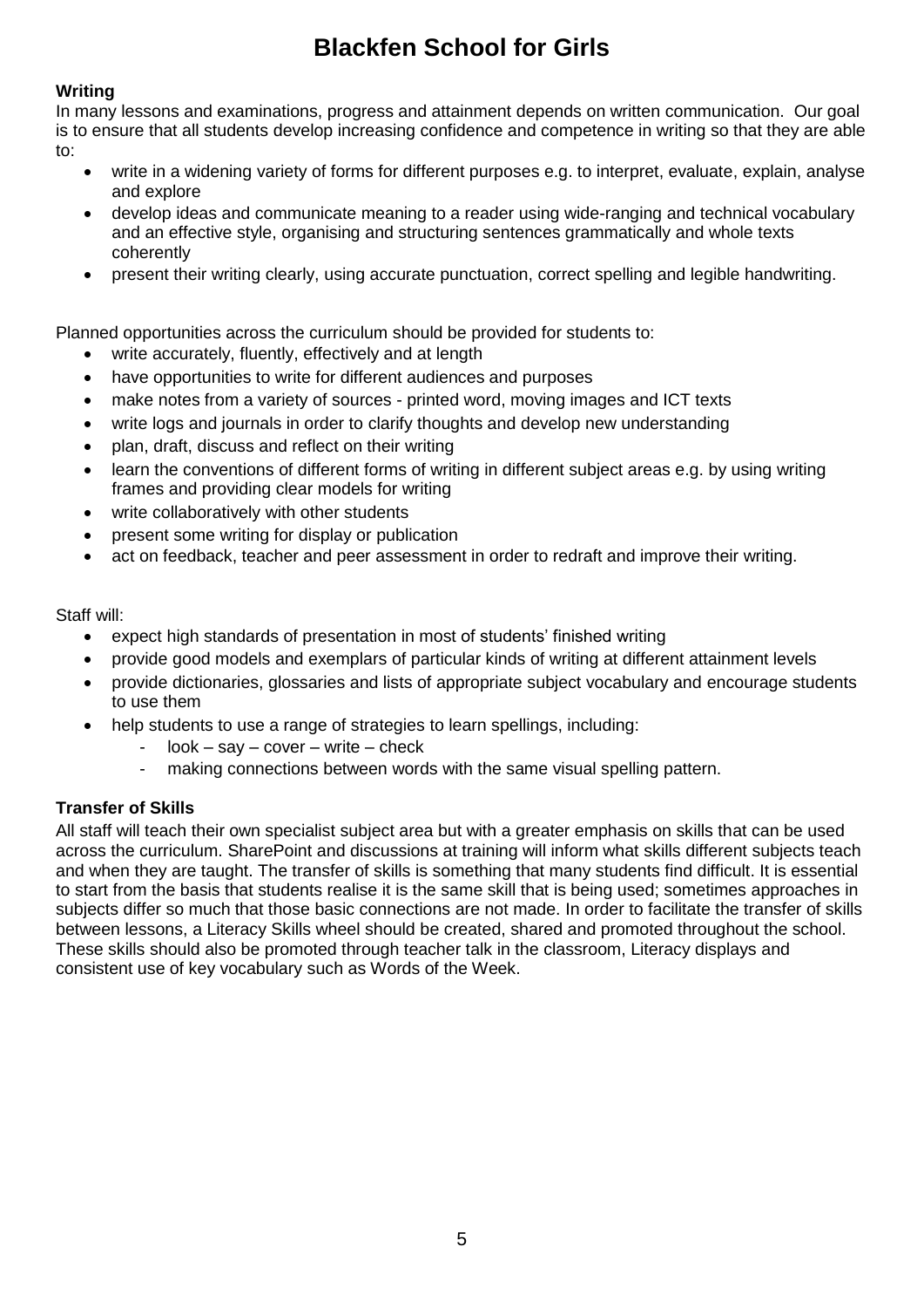# Blackfen School for Girls

**Writing**

In many lessons and examinations, progress and attainment depends on written communication. Our goal is to ensure that all students develop increasing confidence and competence in writing so that they are able to:

- write in a widening variety of forms for different purposes e.g. to interpret, evaluate, explain, analyse and explore
- develop ideas and communicate meaning to a reader using wide-ranging and technical vocabulary and an effective style, organising and structuring sentences grammatically and whole texts coherently
- present their writing clearly, using accurate punctuation, correct spelling and legible handwriting.

Planned opportunities across the curriculum should be provided for students to:

- write accurately, fluently, effectively and at length
- have opportunities to write for different audiences and purposes
- make notes from a variety of sources - printed word, moving images and ICT texts
- write logs and journals in order to clarify thoughts and develop new understanding
- plan, draft, discuss and reflect on their writing
- learn the conventions of different forms of writing in different subject areas e.g. by using writing frames and providing clear models for writing
- write collaboratively with other students
- present some writing for display or publication
- act on feedback, teacher and peer assessment in order to redraft and improve their writing.

Staff will:

- expect high standards of presentation in most of students' finished writing
- provide good models and exemplars of particular kinds of writing at different attainment levels
- provide dictionaries, glossaries and lists of appropriate subject vocabulary and encourage students to use them
- help students to use a range of strategies to learn spellings, including:
  - look – say – cover – write – check
  - making connections between words with the same visual spelling pattern.

**Transfer of Skills**

All staff will teach their own specialist subject area but with a greater emphasis on skills that can be used across the curriculum. SharePoint and discussions at training will inform what skills different subjects teach and when they are taught. The transfer of skills is something that many students find difficult. It is essential to start from the basis that students realise it is the same skill that is being used; sometimes approaches in subjects differ so much that those basic connections are not made. In order to facilitate the transfer of skills between lessons, a Literacy Skills wheel should be created, shared and promoted throughout the school. These skills should also be promoted through teacher talk in the classroom, Literacy displays and consistent use of key vocabulary such as Words of the Week.